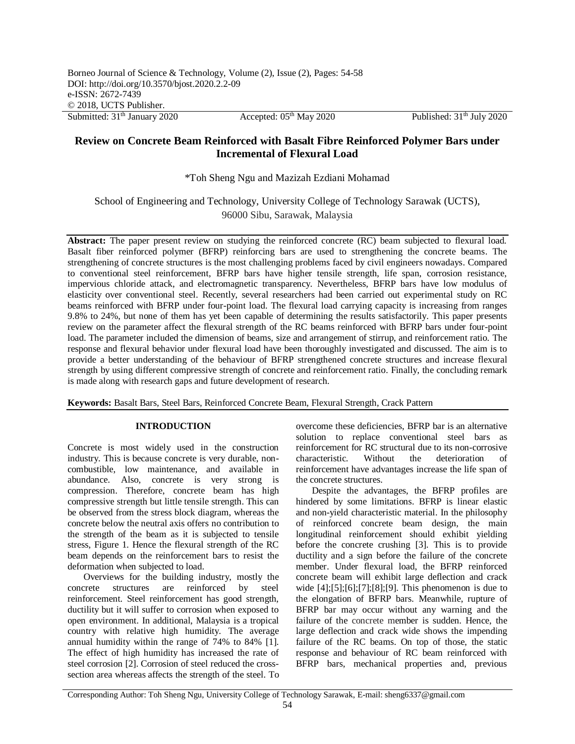Borneo Journal of Science & Technology, Volume (2), Issue (2), Pages: 54-58
DOI: http://doi.org/10.3570/bjost.2020.2.2-09
e-ISSN: 2672-7439
© 2018, UCTS Publisher.

Submitted: 31th January 2020 Accepted: 05th May 2020 Published: 31th July 2020

# Review on Concrete Beam Reinforced with Basalt Fibre Reinforced Polymer Bars under Incremental of Flexural Load

*Toh Sheng Ngu and Mazizah Ezdiani Mohamad

School of Engineering and Technology, University College of Technology Sarawak (UCTS), 96000 Sibu, Sarawak, Malaysia

**Abstract:** The paper present review on studying the reinforced concrete (RC) beam subjected to flexural load. Basalt fiber reinforced polymer (BFRP) reinforcing bars are used to strengthening the concrete beams. The strengthening of concrete structures is the most challenging problems faced by civil engineers nowadays. Compared to conventional steel reinforcement, BFRP bars have higher tensile strength, life span, corrosion resistance, impervious chloride attack, and electromagnetic transparency. Nevertheless, BFRP bars have low modulus of elasticity over conventional steel. Recently, several researchers had been carried out experimental study on RC beams reinforced with BFRP under four-point load. The flexural load carrying capacity is increasing from ranges 9.8% to 24%, but none of them has yet been capable of determining the results satisfactorily. This paper presents review on the parameter affect the flexural strength of the RC beams reinforced with BFRP bars under four-point load. The parameter included the dimension of beams, size and arrangement of stirrup, and reinforcement ratio. The response and flexural behavior under flexural load have been thoroughly investigated and discussed. The aim is to provide a better understanding of the behaviour of BFRP strengthened concrete structures and increase flexural strength by using different compressive strength of concrete and reinforcement ratio. Finally, the concluding remark is made along with research gaps and future development of research.

**Keywords:** Basalt Bars, Steel Bars, Reinforced Concrete Beam, Flexural Strength, Crack Pattern

## INTRODUCTION

Concrete is most widely used in the construction industry. This is because concrete is very durable, non-combustible, low maintenance, and available in abundance. Also, concrete is very strong is compression. Therefore, concrete beam has high compressive strength but little tensile strength. This can be observed from the stress block diagram, whereas the concrete below the neutral axis offers no contribution to the strength of the beam as it is subjected to tensile stress, Figure 1. Hence the flexural strength of the RC beam depends on the reinforcement bars to resist the deformation when subjected to load.

Overviews for the building industry, mostly the concrete structures are reinforced by steel reinforcement. Steel reinforcement has good strength, ductility but it will suffer to corrosion when exposed to open environment. In additional, Malaysia is a tropical country with relative high humidity. The average annual humidity within the range of 74% to 84% [1]. The effect of high humidity has increased the rate of steel corrosion [2]. Corrosion of steel reduced the cross-section area whereas affects the strength of the steel. To overcome these deficiencies, BFRP bar is an alternative solution to replace conventional steel bars as reinforcement for RC structural due to its non-corrosive characteristic. Without the deterioration of reinforcement have advantages increase the life span of the concrete structures.

Despite the advantages, the BFRP profiles are hindered by some limitations. BFRP is linear elastic and non-yield characteristic material. In the philosophy of reinforced concrete beam design, the main longitudinal reinforcement should exhibit yielding before the concrete crushing [3]. This is to provide ductility and a sign before the failure of the concrete member. Under flexural load, the BFRP reinforced concrete beam will exhibit large deflection and crack wide [4];[5];[6];[7];[8];[9]. This phenomenon is due to the elongation of BFRP bars. Meanwhile, rupture of BFRP bar may occur without any warning and the failure of the concrete member is sudden. Hence, the large deflection and crack wide shows the impending failure of the RC beams. On top of those, the static response and behaviour of RC beam reinforced with BFRP bars, mechanical properties and, previous

Corresponding Author: Toh Sheng Ngu, University College of Technology Sarawak, E-mail: sheng6337@gmail.com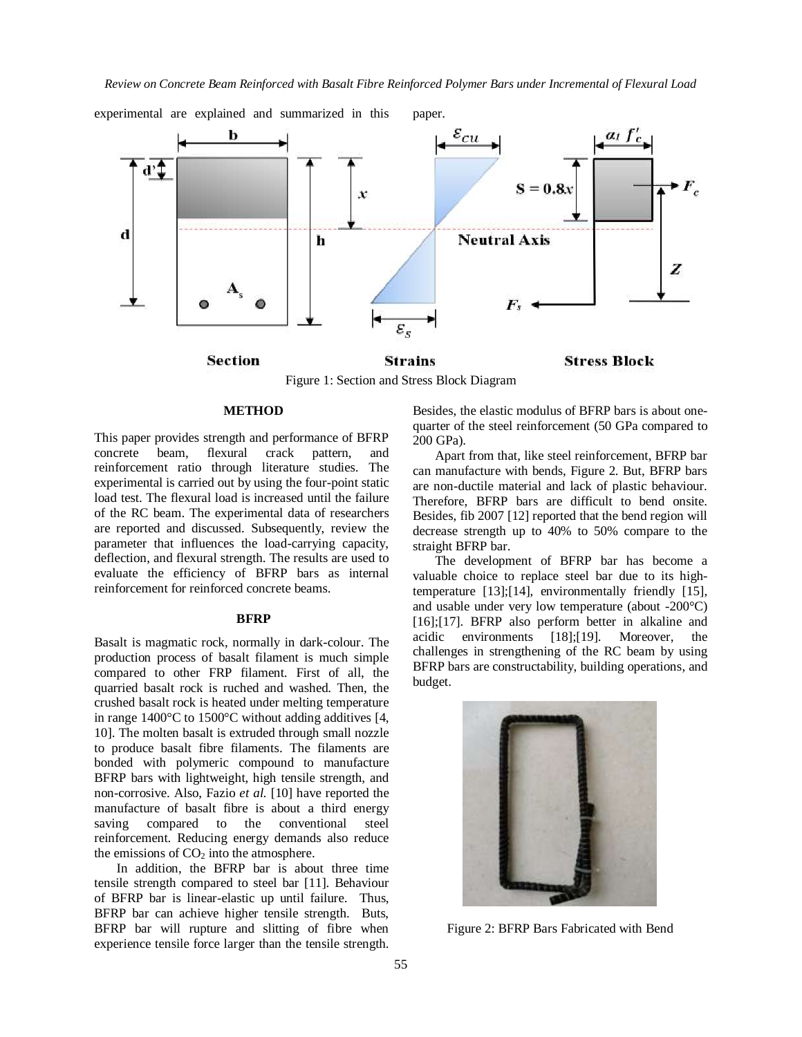experimental are explained and summarized in this paper.

Figure 1: Section and Stress Block Diagram

## METHOD

This paper provides strength and performance of BFRP concrete beam, flexural crack pattern, and reinforcement ratio through literature studies. The experimental is carried out by using the four-point static load test. The flexural load is increased until the failure of the RC beam. The experimental data of researchers are reported and discussed. Subsequently, review the parameter that influences the load-carrying capacity, deflection, and flexural strength. The results are used to evaluate the efficiency of BFRP bars as internal reinforcement for reinforced concrete beams.

## BFRP

Basalt is magmatic rock, normally in dark-colour. The production process of basalt filament is much simple compared to other FRP filament. First of all, the quarried basalt rock is ruched and washed. Then, the crushed basalt rock is heated under melting temperature in range 1400°C to 1500°C without adding additives [4, 10]. The molten basalt is extruded through small nozzle to produce basalt fibre filaments. The filaments are bonded with polymeric compound to manufacture BFRP bars with lightweight, high tensile strength, and non-corrosive. Also, Fazio *et al.* [10] have reported the manufacture of basalt fibre is about a third energy saving compared to the conventional steel reinforcement. Reducing energy demands also reduce the emissions of $CO_2$ into the atmosphere.

In addition, the BFRP bar is about three time tensile strength compared to steel bar [11]. Behaviour of BFRP bar is linear-elastic up until failure. Thus, BFRP bar can achieve higher tensile strength. Buts, BFRP bar will rupture and slitting of fibre when experience tensile force larger than the tensile strength. Besides, the elastic modulus of BFRP bars is about one-quarter of the steel reinforcement (50 GPa compared to 200 GPa).

Apart from that, like steel reinforcement, BFRP bar can manufacture with bends, Figure 2. But, BFRP bars are non-ductile material and lack of plastic behaviour. Therefore, BFRP bars are difficult to bend onsite. Besides, fib 2007 [12] reported that the bend region will decrease strength up to 40% to 50% compare to the straight BFRP bar.

The development of BFRP bar has become a valuable choice to replace steel bar due to its high-temperature [13];[14], environmentally friendly [15], and usable under very low temperature (about -200°C) [16];[17]. BFRP also perform better in alkaline and acidic environments [18];[19]. Moreover, the challenges in strengthening of the RC beam by using BFRP bars are constructability, building operations, and budget.

Figure 2: BFRP Bars Fabricated with Bend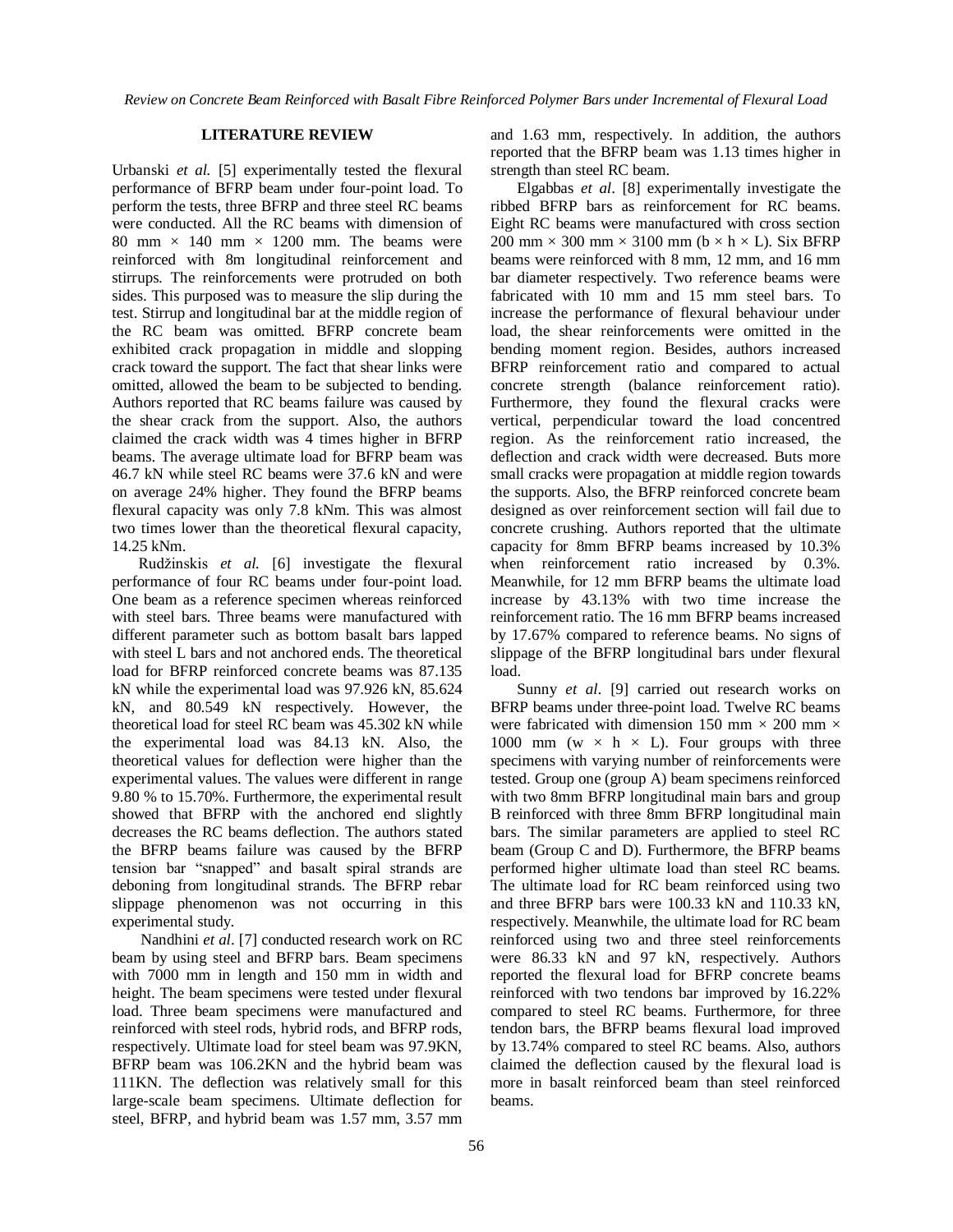## LITERATURE REVIEW

Urbanski *et al.* [5] experimentally tested the flexural performance of BFRP beam under four-point load. To perform the tests, three BFRP and three steel RC beams were conducted. All the RC beams with dimension of 80 mm × 140 mm × 1200 mm. The beams were reinforced with 8m longitudinal reinforcement and stirrups. The reinforcements were protruded on both sides. This purposed was to measure the slip during the test. Stirrup and longitudinal bar at the middle region of the RC beam was omitted. BFRP concrete beam exhibited crack propagation in middle and slopping crack toward the support. The fact that shear links were omitted, allowed the beam to be subjected to bending. Authors reported that RC beams failure was caused by the shear crack from the support. Also, the authors claimed the crack width was 4 times higher in BFRP beams. The average ultimate load for BFRP beam was 46.7 kN while steel RC beams were 37.6 kN and were on average 24% higher. They found the BFRP beams flexural capacity was only 7.8 kNm. This was almost two times lower than the theoretical flexural capacity, 14.25 kNm.

Rudžinskis *et al.* [6] investigate the flexural performance of four RC beams under four-point load. One beam as a reference specimen whereas reinforced with steel bars. Three beams were manufactured with different parameter such as bottom basalt bars lapped with steel L bars and not anchored ends. The theoretical load for BFRP reinforced concrete beams was 87.135 kN while the experimental load was 97.926 kN, 85.624 kN, and 80.549 kN respectively. However, the theoretical load for steel RC beam was 45.302 kN while the experimental load was 84.13 kN. Also, the theoretical values for deflection were higher than the experimental values. The values were different in range 9.80 % to 15.70%. Furthermore, the experimental result showed that BFRP with the anchored end slightly decreases the RC beams deflection. The authors stated the BFRP beams failure was caused by the BFRP tension bar "snapped" and basalt spiral strands are deboning from longitudinal strands. The BFRP rebar slippage phenomenon was not occurring in this experimental study.

Nandhini *et al*. [7] conducted research work on RC beam by using steel and BFRP bars. Beam specimens with 7000 mm in length and 150 mm in width and height. The beam specimens were tested under flexural load. Three beam specimens were manufactured and reinforced with steel rods, hybrid rods, and BFRP rods, respectively. Ultimate load for steel beam was 97.9KN, BFRP beam was 106.2KN and the hybrid beam was 111KN. The deflection was relatively small for this large-scale beam specimens. Ultimate deflection for steel, BFRP, and hybrid beam was 1.57 mm, 3.57 mm and 1.63 mm, respectively. In addition, the authors reported that the BFRP beam was 1.13 times higher in strength than steel RC beam.

Elgabbas *et al*. [8] experimentally investigate the ribbed BFRP bars as reinforcement for RC beams. Eight RC beams were manufactured with cross section 200 mm × 300 mm × 3100 mm (b × h × L). Six BFRP beams were reinforced with 8 mm, 12 mm, and 16 mm bar diameter respectively. Two reference beams were fabricated with 10 mm and 15 mm steel bars. To increase the performance of flexural behaviour under load, the shear reinforcements were omitted in the bending moment region. Besides, authors increased BFRP reinforcement ratio and compared to actual concrete strength (balance reinforcement ratio). Furthermore, they found the flexural cracks were vertical, perpendicular toward the load concentred region. As the reinforcement ratio increased, the deflection and crack width were decreased. Buts more small cracks were propagation at middle region towards the supports. Also, the BFRP reinforced concrete beam designed as over reinforcement section will fail due to concrete crushing. Authors reported that the ultimate capacity for 8mm BFRP beams increased by 10.3% when reinforcement ratio increased by 0.3%. Meanwhile, for 12 mm BFRP beams the ultimate load increase by 43.13% with two time increase the reinforcement ratio. The 16 mm BFRP beams increased by 17.67% compared to reference beams. No signs of slippage of the BFRP longitudinal bars under flexural load.

Sunny *et al*. [9] carried out research works on BFRP beams under three-point load. Twelve RC beams were fabricated with dimension 150 mm × 200 mm × 1000 mm (w × h × L). Four groups with three specimens with varying number of reinforcements were tested. Group one (group A) beam specimens reinforced with two 8mm BFRP longitudinal main bars and group B reinforced with three 8mm BFRP longitudinal main bars. The similar parameters are applied to steel RC beam (Group C and D). Furthermore, the BFRP beams performed higher ultimate load than steel RC beams. The ultimate load for RC beam reinforced using two and three BFRP bars were 100.33 kN and 110.33 kN, respectively. Meanwhile, the ultimate load for RC beam reinforced using two and three steel reinforcements were 86.33 kN and 97 kN, respectively. Authors reported the flexural load for BFRP concrete beams reinforced with two tendons bar improved by 16.22% compared to steel RC beams. Furthermore, for three tendon bars, the BFRP beams flexural load improved by 13.74% compared to steel RC beams. Also, authors claimed the deflection caused by the flexural load is more in basalt reinforced beam than steel reinforced beams.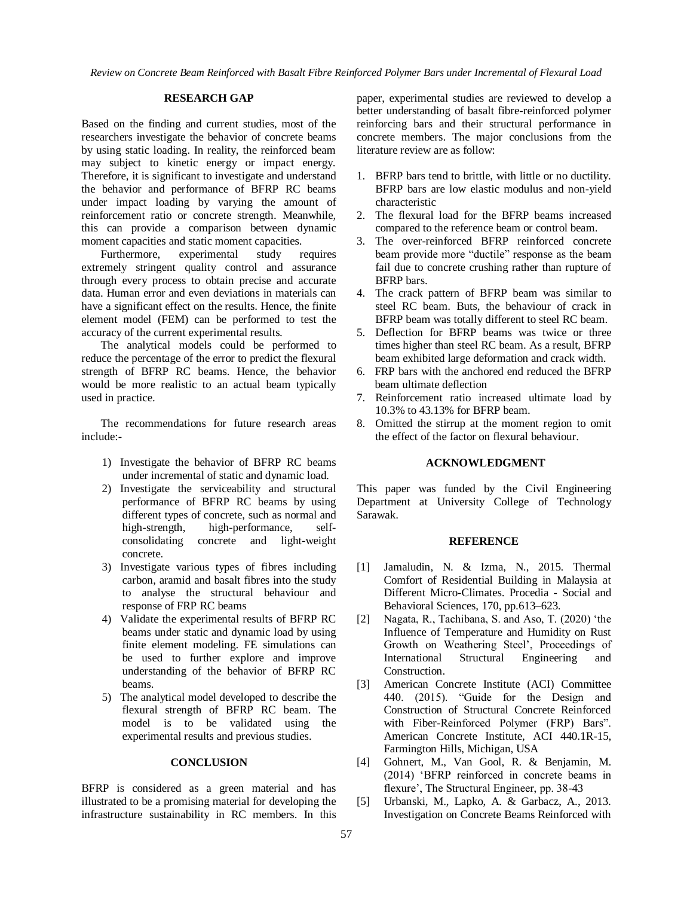## RESEARCH GAP

Based on the finding and current studies, most of the researchers investigate the behavior of concrete beams by using static loading. In reality, the reinforced beam may subject to kinetic energy or impact energy. Therefore, it is significant to investigate and understand the behavior and performance of BFRP RC beams under impact loading by varying the amount of reinforcement ratio or concrete strength. Meanwhile, this can provide a comparison between dynamic moment capacities and static moment capacities.

Furthermore, experimental study requires extremely stringent quality control and assurance through every process to obtain precise and accurate data. Human error and even deviations in materials can have a significant effect on the results. Hence, the finite element model (FEM) can be performed to test the accuracy of the current experimental results.

The analytical models could be performed to reduce the percentage of the error to predict the flexural strength of BFRP RC beams. Hence, the behavior would be more realistic to an actual beam typically used in practice.

The recommendations for future research areas include:-

1) Investigate the behavior of BFRP RC beams under incremental of static and dynamic load.
2) Investigate the serviceability and structural performance of BFRP RC beams by using different types of concrete, such as normal and high-strength, high-performance, self-consolidating concrete and light-weight concrete.
3) Investigate various types of fibres including carbon, aramid and basalt fibres into the study to analyse the structural behaviour and response of FRP RC beams
4) Validate the experimental results of BFRP RC beams under static and dynamic load by using finite element modeling. FE simulations can be used to further explore and improve understanding of the behavior of BFRP RC beams.
5) The analytical model developed to describe the flexural strength of BFRP RC beam. The model is to be validated using the experimental results and previous studies.

## CONCLUSION

BFRP is considered as a green material and has illustrated to be a promising material for developing the infrastructure sustainability in RC members. In this paper, experimental studies are reviewed to develop a better understanding of basalt fibre-reinforced polymer reinforcing bars and their structural performance in concrete members. The major conclusions from the literature review are as follow:

1. BFRP bars tend to brittle, with little or no ductility. BFRP bars are low elastic modulus and non-yield characteristic
2. The flexural load for the BFRP beams increased compared to the reference beam or control beam.
3. The over-reinforced BFRP reinforced concrete beam provide more "ductile" response as the beam fail due to concrete crushing rather than rupture of BFRP bars.
4. The crack pattern of BFRP beam was similar to steel RC beam. Buts, the behaviour of crack in BFRP beam was totally different to steel RC beam.
5. Deflection for BFRP beams was twice or three times higher than steel RC beam. As a result, BFRP beam exhibited large deformation and crack width.
6. FRP bars with the anchored end reduced the BFRP beam ultimate deflection
7. Reinforcement ratio increased ultimate load by 10.3% to 43.13% for BFRP beam.
8. Omitted the stirrup at the moment region to omit the effect of the factor on flexural behaviour.

## ACKNOWLEDGMENT

This paper was funded by the Civil Engineering Department at University College of Technology Sarawak.

## REFERENCE

[1] Jamaludin, N. & Izma, N., 2015. Thermal Comfort of Residential Building in Malaysia at Different Micro-Climates. Procedia - Social and Behavioral Sciences, 170, pp.613–623.

[2] Nagata, R., Tachibana, S. and Aso, T. (2020) 'the Influence of Temperature and Humidity on Rust Growth on Weathering Steel', Proceedings of International Structural Engineering and Construction.

[3] American Concrete Institute (ACI) Committee 440. (2015). "Guide for the Design and Construction of Structural Concrete Reinforced with Fiber-Reinforced Polymer (FRP) Bars". American Concrete Institute, ACI 440.1R-15, Farmington Hills, Michigan, USA

[4] Gohnert, M., Van Gool, R. & Benjamin, M. (2014) 'BFRP reinforced in concrete beams in flexure', The Structural Engineer, pp. 38-43

[5] Urbanski, M., Lapko, A. & Garbacz, A., 2013. Investigation on Concrete Beams Reinforced with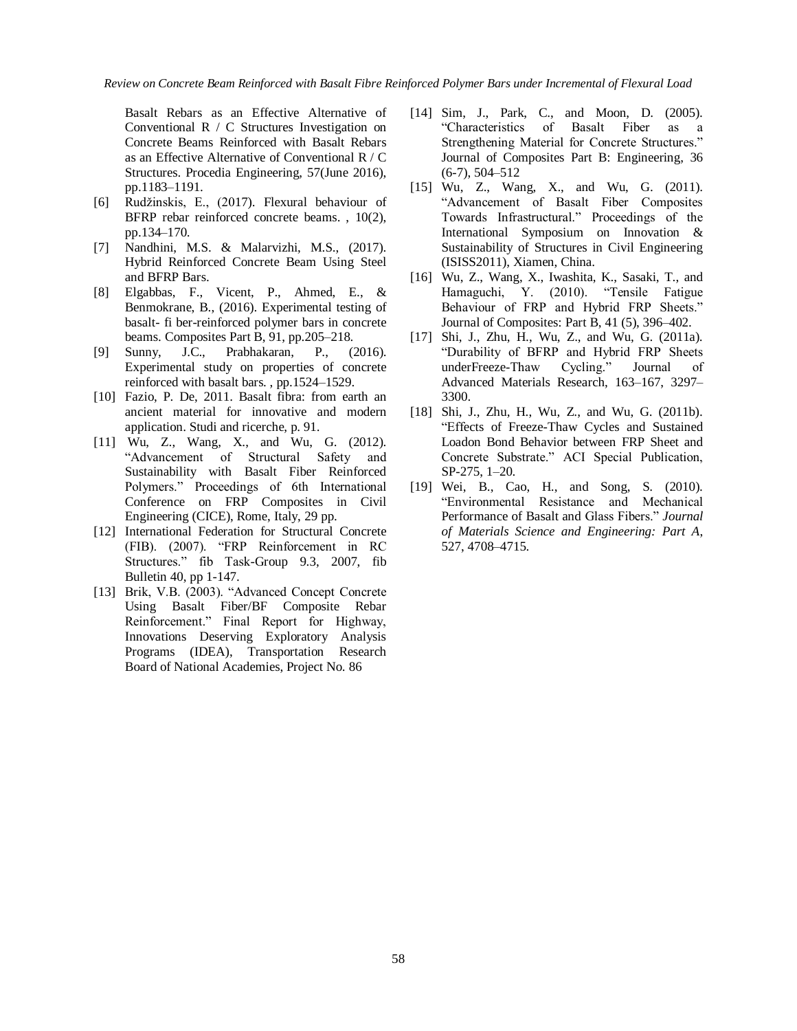Basalt Rebars as an Effective Alternative of Conventional R / C Structures Investigation on Concrete Beams Reinforced with Basalt Rebars as an Effective Alternative of Conventional R / C Structures. Procedia Engineering, 57(June 2016), pp.1183–1191.

[6] Rudžinskis, E., (2017). Flexural behaviour of BFRP rebar reinforced concrete beams. , 10(2), pp.134–170.

[7] Nandhini, M.S. & Malarvizhi, M.S., (2017). Hybrid Reinforced Concrete Beam Using Steel and BFRP Bars.

[8] Elgabbas, F., Vicent, P., Ahmed, E., & Benmokrane, B., (2016). Experimental testing of basalt- fi ber-reinforced polymer bars in concrete beams. Composites Part B, 91, pp.205–218.

[9] Sunny, J.C., Prabhakaran, P., (2016). Experimental study on properties of concrete reinforced with basalt bars. , pp.1524–1529.

[10] Fazio, P. De, 2011. Basalt fibra: from earth an ancient material for innovative and modern application. Studi and ricerche, p. 91.

[11] Wu, Z., Wang, X., and Wu, G. (2012). "Advancement of Structural Safety and Sustainability with Basalt Fiber Reinforced Polymers." Proceedings of 6th International Conference on FRP Composites in Civil Engineering (CICE), Rome, Italy, 29 pp.

[12] International Federation for Structural Concrete (FIB). (2007). "FRP Reinforcement in RC Structures." fib Task-Group 9.3, 2007, fib Bulletin 40, pp 1-147.

[13] Brik, V.B. (2003). "Advanced Concept Concrete Using Basalt Fiber/BF Composite Rebar Reinforcement." Final Report for Highway, Innovations Deserving Exploratory Analysis Programs (IDEA), Transportation Research Board of National Academies, Project No. 86

[14] Sim, J., Park, C., and Moon, D. (2005). "Characteristics of Basalt Fiber as a Strengthening Material for Concrete Structures." Journal of Composites Part B: Engineering, 36 (6-7), 504–512

[15] Wu, Z., Wang, X., and Wu, G. (2011). "Advancement of Basalt Fiber Composites Towards Infrastructural." Proceedings of the International Symposium on Innovation & Sustainability of Structures in Civil Engineering (ISISS2011), Xiamen, China.

[16] Wu, Z., Wang, X., Iwashita, K., Sasaki, T., and Hamaguchi, Y. (2010). "Tensile Fatigue Behaviour of FRP and Hybrid FRP Sheets." Journal of Composites: Part B, 41 (5), 396–402.

[17] Shi, J., Zhu, H., Wu, Z., and Wu, G. (2011a). "Durability of BFRP and Hybrid FRP Sheets underFreeze-Thaw Cycling." Journal of Advanced Materials Research, 163–167, 3297–3300.

[18] Shi, J., Zhu, H., Wu, Z., and Wu, G. (2011b). "Effects of Freeze-Thaw Cycles and Sustained Loadon Bond Behavior between FRP Sheet and Concrete Substrate." ACI Special Publication, SP-275, 1–20.

[19] Wei, B., Cao, H., and Song, S. (2010). "Environmental Resistance and Mechanical Performance of Basalt and Glass Fibers." *Journal of Materials Science and Engineering: Part A*, 527, 4708–4715.